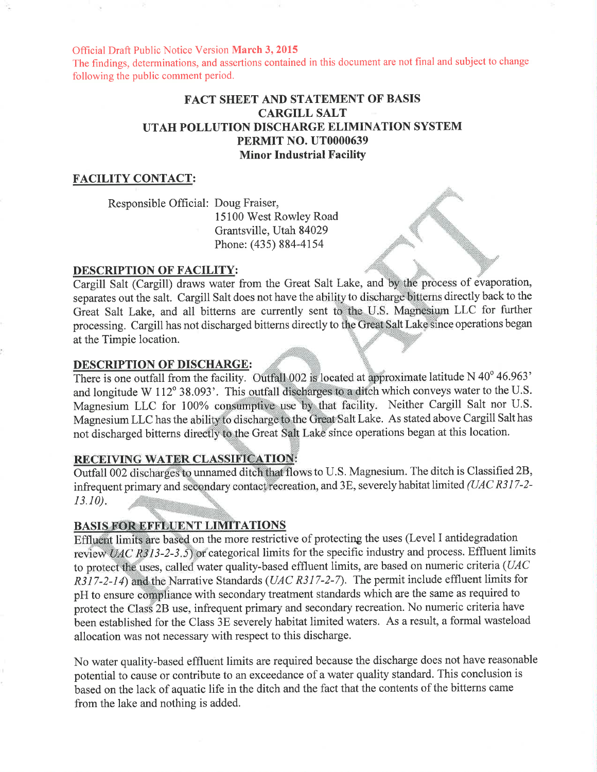Official Draft Public Notice Version **March 3, 2015**

The findings, determinations, and assertions contained in this document are not final and subject to change following the public comment period.

# FACT SHEET AND STATEMENT OF BASIS
# CARGILL SALT
# UTAH POLLUTION DISCHARGE ELIMINATION SYSTEM
# PERMIT NO. UT0000639
# Minor Industrial Facility

## FACILITY CONTACT:

Responsible Official: Doug Fraiser,
15100 West Rowley Road
Grantsville, Utah 84029
Phone: (435) 884-4154

## DESCRIPTION OF FACILITY:

Cargill Salt (Cargill) draws water from the Great Salt Lake, and by the process of evaporation, separates out the salt. Cargill Salt does not have the ability to discharge bitterns directly back to the Great Salt Lake, and all bitterns are currently sent to the U.S. Magnesium LLC for further processing. Cargill has not discharged bitterns directly to the Great Salt Lake since operations began at the Timpie location.

## DESCRIPTION OF DISCHARGE:

There is one outfall from the facility. Outfall 002 is located at approximate latitude N 40° 46.963' and longitude W 112° 38.093'. This outfall discharges to a ditch which conveys water to the U.S. Magnesium LLC for 100% consumptive use by that facility. Neither Cargill Salt nor U.S. Magnesium LLC has the ability to discharge to the Great Salt Lake. As stated above Cargill Salt has not discharged bitterns directly to the Great Salt Lake since operations began at this location.

## RECEIVING WATER CLASSIFICATION:

Outfall 002 discharges to unnamed ditch that flows to U.S. Magnesium. The ditch is Classified 2B, infrequent primary and secondary contact recreation, and 3E, severely habitat limited *(UAC R317-2-13.10)*.

## BASIS FOR EFFLUENT LIMITATIONS

Effluent limits are based on the more restrictive of protecting the uses (Level I antidegradation review *UAC R313-2-3.5*) or categorical limits for the specific industry and process. Effluent limits to protect the uses, called water quality-based effluent limits, are based on numeric criteria (*UAC R317-2-14*) and the Narrative Standards (*UAC R317-2-7*). The permit include effluent limits for pH to ensure compliance with secondary treatment standards which are the same as required to protect the Class 2B use, infrequent primary and secondary recreation. No numeric criteria have been established for the Class 3E severely habitat limited waters. As a result, a formal wasteload allocation was not necessary with respect to this discharge.

No water quality-based effluent limits are required because the discharge does not have reasonable potential to cause or contribute to an exceedance of a water quality standard. This conclusion is based on the lack of aquatic life in the ditch and the fact that the contents of the bitterns came from the lake and nothing is added.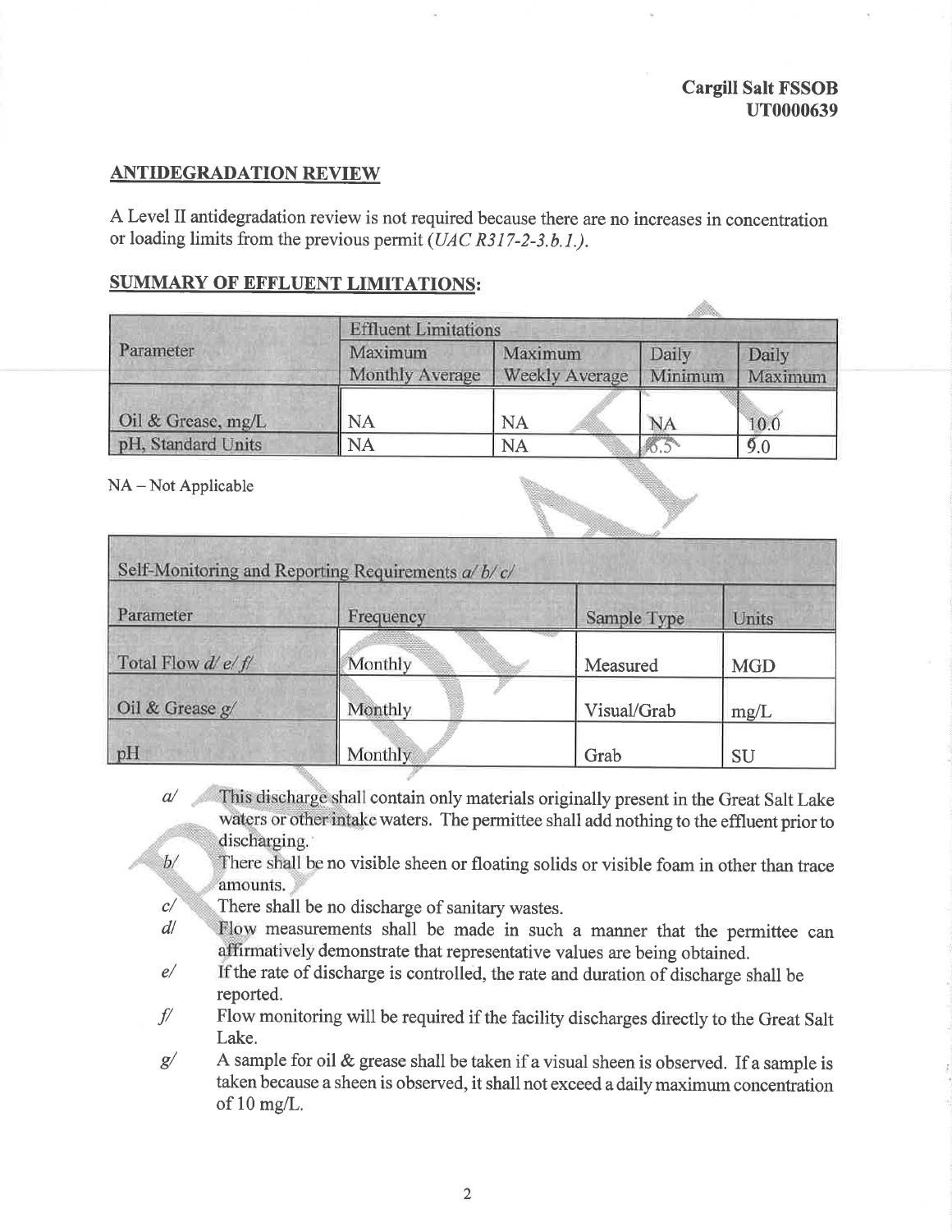Cargill Salt FSSOB
UT0000639

## ANTIDEGRADATION REVIEW

A Level II antidegradation review is not required because there are no increases in concentration or loading limits from the previous permit (*UAC R317-2-3.b.1.*).

## SUMMARY OF EFFLUENT LIMITATIONS:

| Parameter | Effluent Limitations | | | |
|---|---|---|---|---|
| | Maximum Monthly Average | Maximum Weekly Average | Daily Minimum | Daily Maximum |
| Oil & Grease, mg/L | NA | NA | NA | 10.0 |
| pH, Standard Units | NA | NA | 6.5 | 9.0 |

NA – Not Applicable

| Self-Monitoring and Reporting Requirements *a/ b/ c/* | | | |
|---|---|---|---|
| Parameter | Frequency | Sample Type | Units |
| Total Flow *d/ e/ f/* | Monthly | Measured | MGD |
| Oil & Grease *g/* | Monthly | Visual/Grab | mg/L |
| pH | Monthly | Grab | SU |

- *a/* This discharge shall contain only materials originally present in the Great Salt Lake waters or other intake waters. The permittee shall add nothing to the effluent prior to discharging.
- *b/* There shall be no visible sheen or floating solids or visible foam in other than trace amounts.
- *c/* There shall be no discharge of sanitary wastes.
- *d/* Flow measurements shall be made in such a manner that the permittee can affirmatively demonstrate that representative values are being obtained.
- *e/* If the rate of discharge is controlled, the rate and duration of discharge shall be reported.
- *f/* Flow monitoring will be required if the facility discharges directly to the Great Salt Lake.
- *g/* A sample for oil & grease shall be taken if a visual sheen is observed. If a sample is taken because a sheen is observed, it shall not exceed a daily maximum concentration of 10 mg/L.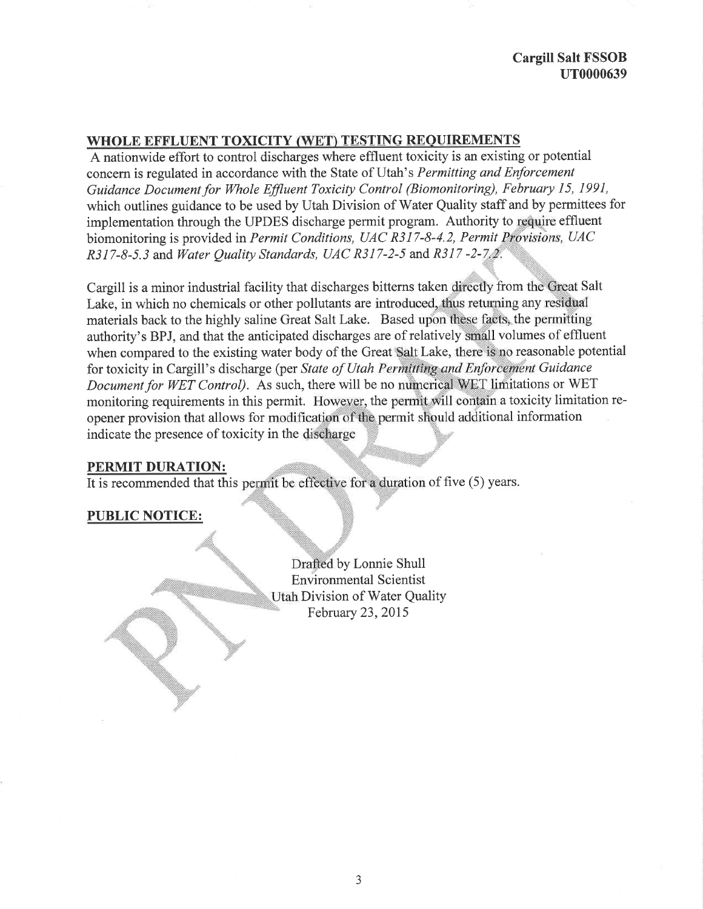## WHOLE EFFLUENT TOXICITY (WET) TESTING REQUIREMENTS

A nationwide effort to control discharges where effluent toxicity is an existing or potential concern is regulated in accordance with the State of Utah's *Permitting and Enforcement Guidance Document for Whole Effluent Toxicity Control (Biomonitoring), February 15, 1991,* which outlines guidance to be used by Utah Division of Water Quality staff and by permittees for implementation through the UPDES discharge permit program. Authority to require effluent biomonitoring is provided in *Permit Conditions, UAC R317-8-4.2, Permit Provisions, UAC R317-8-5.3* and *Water Quality Standards, UAC R317-2-5* and *R317 -2-7.2.*

Cargill is a minor industrial facility that discharges bitterns taken directly from the Great Salt Lake, in which no chemicals or other pollutants are introduced, thus returning any residual materials back to the highly saline Great Salt Lake. Based upon these facts, the permitting authority's BPJ, and that the anticipated discharges are of relatively small volumes of effluent when compared to the existing water body of the Great Salt Lake, there is no reasonable potential for toxicity in Cargill's discharge (per *State of Utah Permitting and Enforcement Guidance Document for WET Control).* As such, there will be no numerical WET limitations or WET monitoring requirements in this permit. However, the permit will contain a toxicity limitation re-opener provision that allows for modification of the permit should additional information indicate the presence of toxicity in the discharge

## PERMIT DURATION:

It is recommended that this permit be effective for a duration of five (5) years.

## PUBLIC NOTICE:

Drafted by Lonnie Shull
Environmental Scientist
Utah Division of Water Quality
February 23, 2015